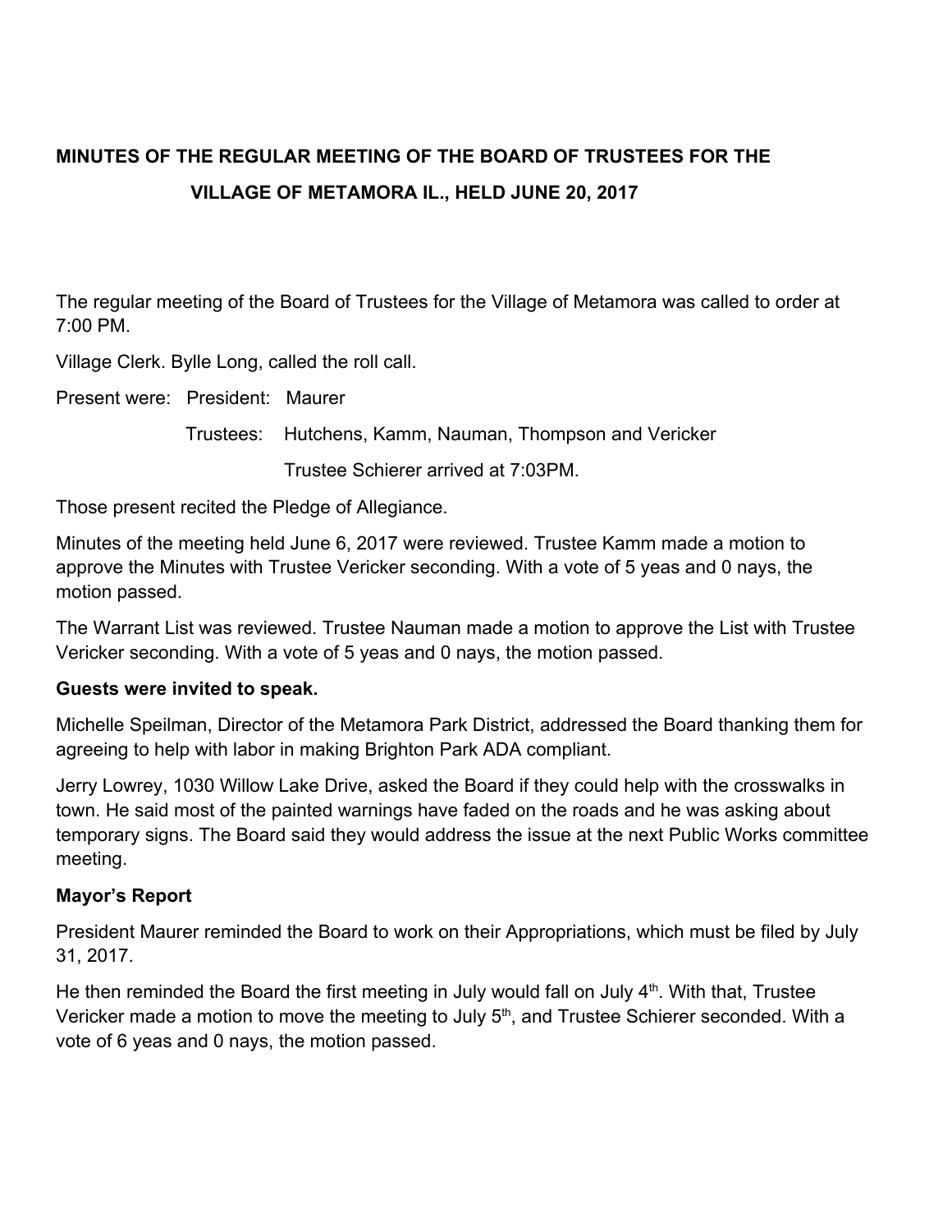# MINUTES OF THE REGULAR MEETING OF THE BOARD OF TRUSTEES FOR THE VILLAGE OF METAMORA IL., HELD JUNE 20, 2017

The regular meeting of the Board of Trustees for the Village of Metamora was called to order at 7:00 PM.

Village Clerk. Bylle Long, called the roll call.

Present were: President: Maurer

Trustees: Hutchens, Kamm, Nauman, Thompson and Vericker

Trustee Schierer arrived at 7:03PM.

Those present recited the Pledge of Allegiance.

Minutes of the meeting held June 6, 2017 were reviewed. Trustee Kamm made a motion to approve the Minutes with Trustee Vericker seconding. With a vote of 5 yeas and 0 nays, the motion passed.

The Warrant List was reviewed. Trustee Nauman made a motion to approve the List with Trustee Vericker seconding. With a vote of 5 yeas and 0 nays, the motion passed.

**Guests were invited to speak.**

Michelle Speilman, Director of the Metamora Park District, addressed the Board thanking them for agreeing to help with labor in making Brighton Park ADA compliant.

Jerry Lowrey, 1030 Willow Lake Drive, asked the Board if they could help with the crosswalks in town. He said most of the painted warnings have faded on the roads and he was asking about temporary signs. The Board said they would address the issue at the next Public Works committee meeting.

**Mayor's Report**

President Maurer reminded the Board to work on their Appropriations, which must be filed by July 31, 2017.

He then reminded the Board the first meeting in July would fall on July 4th. With that, Trustee Vericker made a motion to move the meeting to July 5th, and Trustee Schierer seconded. With a vote of 6 yeas and 0 nays, the motion passed.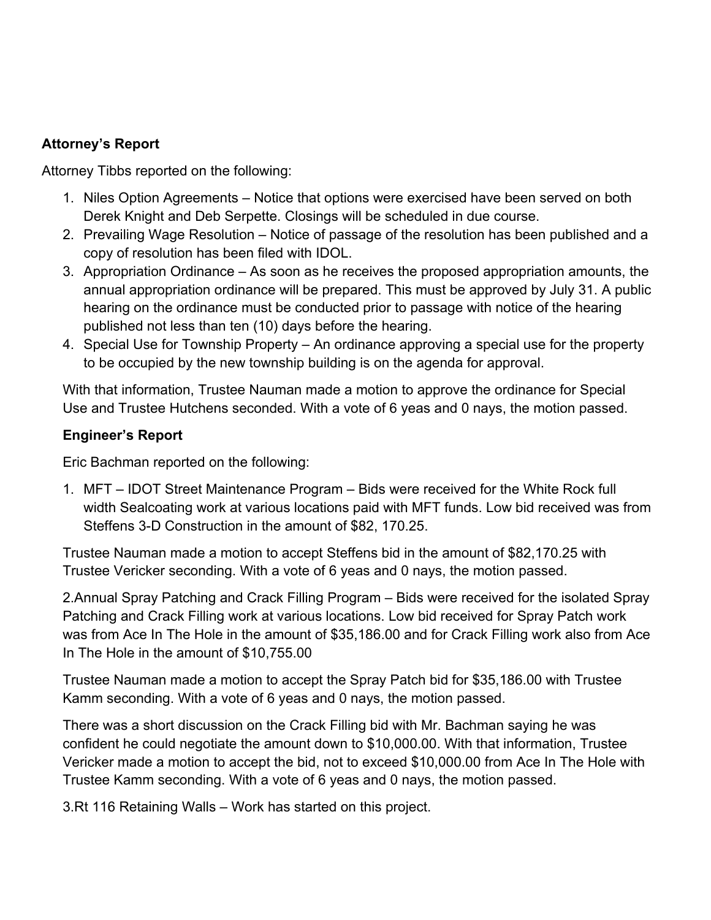**Attorney's Report**

Attorney Tibbs reported on the following:

1. Niles Option Agreements – Notice that options were exercised have been served on both Derek Knight and Deb Serpette. Closings will be scheduled in due course.
2. Prevailing Wage Resolution – Notice of passage of the resolution has been published and a copy of resolution has been filed with IDOL.
3. Appropriation Ordinance – As soon as he receives the proposed appropriation amounts, the annual appropriation ordinance will be prepared. This must be approved by July 31. A public hearing on the ordinance must be conducted prior to passage with notice of the hearing published not less than ten (10) days before the hearing.
4. Special Use for Township Property – An ordinance approving a special use for the property to be occupied by the new township building is on the agenda for approval.

With that information, Trustee Nauman made a motion to approve the ordinance for Special Use and Trustee Hutchens seconded. With a vote of 6 yeas and 0 nays, the motion passed.

**Engineer's Report**

Eric Bachman reported on the following:

1. MFT – IDOT Street Maintenance Program – Bids were received for the White Rock full width Sealcoating work at various locations paid with MFT funds. Low bid received was from Steffens 3-D Construction in the amount of $82, 170.25.

Trustee Nauman made a motion to accept Steffens bid in the amount of $82,170.25 with Trustee Vericker seconding. With a vote of 6 yeas and 0 nays, the motion passed.

2.Annual Spray Patching and Crack Filling Program – Bids were received for the isolated Spray Patching and Crack Filling work at various locations. Low bid received for Spray Patch work was from Ace In The Hole in the amount of $35,186.00 and for Crack Filling work also from Ace In The Hole in the amount of $10,755.00

Trustee Nauman made a motion to accept the Spray Patch bid for $35,186.00 with Trustee Kamm seconding. With a vote of 6 yeas and 0 nays, the motion passed.

There was a short discussion on the Crack Filling bid with Mr. Bachman saying he was confident he could negotiate the amount down to $10,000.00. With that information, Trustee Vericker made a motion to accept the bid, not to exceed $10,000.00 from Ace In The Hole with Trustee Kamm seconding. With a vote of 6 yeas and 0 nays, the motion passed.

3.Rt 116 Retaining Walls – Work has started on this project.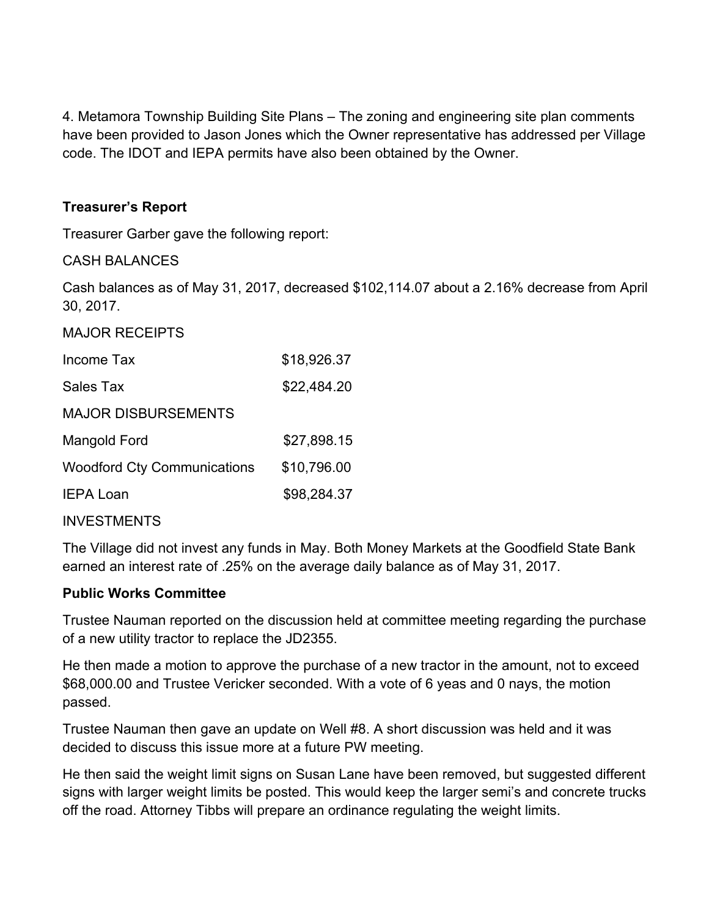4. Metamora Township Building Site Plans – The zoning and engineering site plan comments have been provided to Jason Jones which the Owner representative has addressed per Village code. The IDOT and IEPA permits have also been obtained by the Owner.

**Treasurer's Report**

Treasurer Garber gave the following report:

CASH BALANCES

Cash balances as of May 31, 2017, decreased $102,114.07 about a 2.16% decrease from April 30, 2017.

MAJOR RECEIPTS

| | |
|---|---|
| Income Tax | $18,926.37 |
| Sales Tax | $22,484.20 |

MAJOR DISBURSEMENTS

| | |
|---|---|
| Mangold Ford | $27,898.15 |
| Woodford Cty Communications | $10,796.00 |
| IEPA Loan | $98,284.37 |

INVESTMENTS

The Village did not invest any funds in May. Both Money Markets at the Goodfield State Bank earned an interest rate of .25% on the average daily balance as of May 31, 2017.

**Public Works Committee**

Trustee Nauman reported on the discussion held at committee meeting regarding the purchase of a new utility tractor to replace the JD2355.

He then made a motion to approve the purchase of a new tractor in the amount, not to exceed $68,000.00 and Trustee Vericker seconded. With a vote of 6 yeas and 0 nays, the motion passed.

Trustee Nauman then gave an update on Well #8. A short discussion was held and it was decided to discuss this issue more at a future PW meeting.

He then said the weight limit signs on Susan Lane have been removed, but suggested different signs with larger weight limits be posted. This would keep the larger semi's and concrete trucks off the road. Attorney Tibbs will prepare an ordinance regulating the weight limits.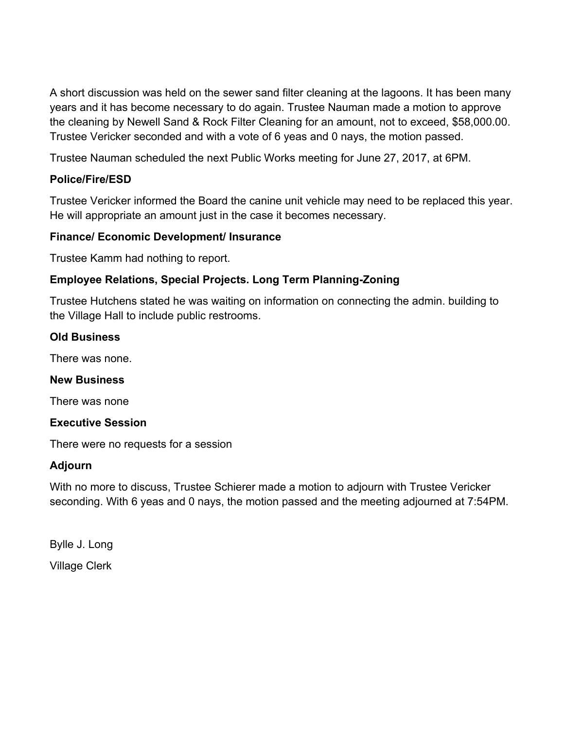A short discussion was held on the sewer sand filter cleaning at the lagoons. It has been many years and it has become necessary to do again. Trustee Nauman made a motion to approve the cleaning by Newell Sand & Rock Filter Cleaning for an amount, not to exceed, $58,000.00. Trustee Vericker seconded and with a vote of 6 yeas and 0 nays, the motion passed.

Trustee Nauman scheduled the next Public Works meeting for June 27, 2017, at 6PM.

**Police/Fire/ESD**

Trustee Vericker informed the Board the canine unit vehicle may need to be replaced this year. He will appropriate an amount just in the case it becomes necessary.

**Finance/ Economic Development/ Insurance**

Trustee Kamm had nothing to report.

**Employee Relations, Special Projects. Long Term Planning-Zoning**

Trustee Hutchens stated he was waiting on information on connecting the admin. building to the Village Hall to include public restrooms.

**Old Business**

There was none.

**New Business**

There was none

**Executive Session**

There were no requests for a session

**Adjourn**

With no more to discuss, Trustee Schierer made a motion to adjourn with Trustee Vericker seconding. With 6 yeas and 0 nays, the motion passed and the meeting adjourned at 7:54PM.

Bylle J. Long

Village Clerk